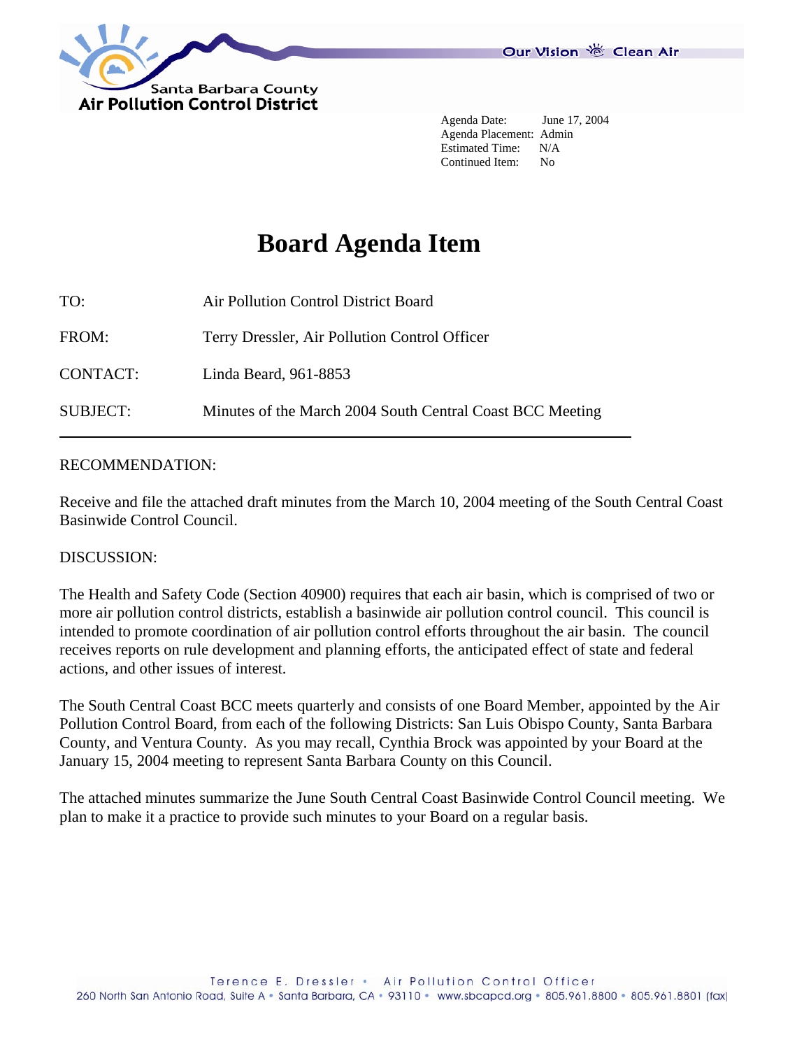Santa Barbara County
Air Pollution Control District

Our Vision Clean Air

Agenda Date: June 17, 2004
Agenda Placement: Admin
Estimated Time: N/A
Continued Item: No

# Board Agenda Item

| | |
|---|---|
| TO: | Air Pollution Control District Board |
| FROM: | Terry Dressler, Air Pollution Control Officer |
| CONTACT: | Linda Beard, 961-8853 |
| SUBJECT: | Minutes of the March 2004 South Central Coast BCC Meeting |

RECOMMENDATION:

Receive and file the attached draft minutes from the March 10, 2004 meeting of the South Central Coast Basinwide Control Council.

DISCUSSION:

The Health and Safety Code (Section 40900) requires that each air basin, which is comprised of two or more air pollution control districts, establish a basinwide air pollution control council. This council is intended to promote coordination of air pollution control efforts throughout the air basin. The council receives reports on rule development and planning efforts, the anticipated effect of state and federal actions, and other issues of interest.

The South Central Coast BCC meets quarterly and consists of one Board Member, appointed by the Air Pollution Control Board, from each of the following Districts: San Luis Obispo County, Santa Barbara County, and Ventura County. As you may recall, Cynthia Brock was appointed by your Board at the January 15, 2004 meeting to represent Santa Barbara County on this Council.

The attached minutes summarize the June South Central Coast Basinwide Control Council meeting. We plan to make it a practice to provide such minutes to your Board on a regular basis.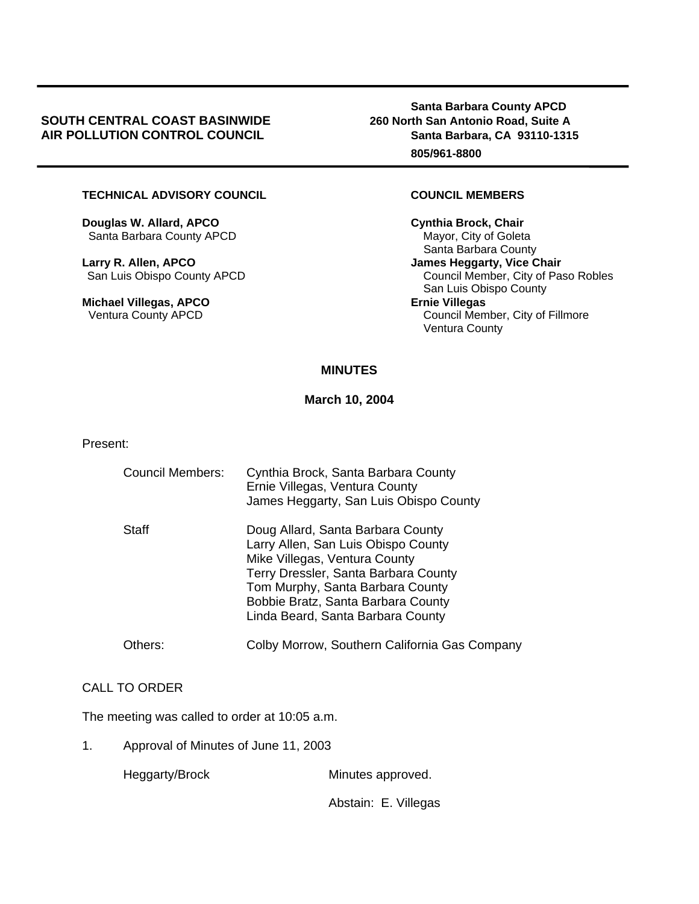**SOUTH CENTRAL COAST BASINWIDE AIR POLLUTION CONTROL COUNCIL**

**Santa Barbara County APCD**
**260 North San Antonio Road, Suite A**
**Santa Barbara, CA 93110-1315**
**805/961-8800**

**TECHNICAL ADVISORY COUNCIL**

**Douglas W. Allard, APCO**
Santa Barbara County APCD

**Larry R. Allen, APCO**
San Luis Obispo County APCD

**Michael Villegas, APCO**
Ventura County APCD

**COUNCIL MEMBERS**

**Cynthia Brock, Chair**
Mayor, City of Goleta
Santa Barbara County

**James Heggarty, Vice Chair**
Council Member, City of Paso Robles
San Luis Obispo County

**Ernie Villegas**
Council Member, City of Fillmore
Ventura County

## MINUTES

**March 10, 2004**

Present:

Council Members: Cynthia Brock, Santa Barbara County
Ernie Villegas, Ventura County
James Heggarty, San Luis Obispo County

Staff: Doug Allard, Santa Barbara County
Larry Allen, San Luis Obispo County
Mike Villegas, Ventura County
Terry Dressler, Santa Barbara County
Tom Murphy, Santa Barbara County
Bobbie Bratz, Santa Barbara County
Linda Beard, Santa Barbara County

Others: Colby Morrow, Southern California Gas Company

CALL TO ORDER

The meeting was called to order at 10:05 a.m.

1. Approval of Minutes of June 11, 2003

Heggarty/Brock — Minutes approved.

Abstain: E. Villegas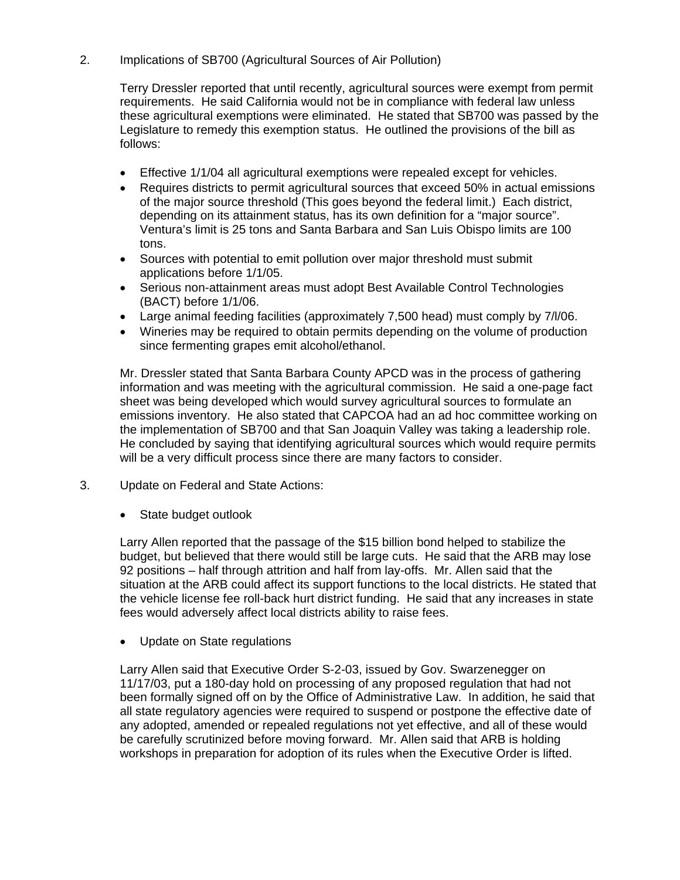2. Implications of SB700 (Agricultural Sources of Air Pollution)

Terry Dressler reported that until recently, agricultural sources were exempt from permit requirements. He said California would not be in compliance with federal law unless these agricultural exemptions were eliminated. He stated that SB700 was passed by the Legislature to remedy this exemption status. He outlined the provisions of the bill as follows:

- Effective 1/1/04 all agricultural exemptions were repealed except for vehicles.
- Requires districts to permit agricultural sources that exceed 50% in actual emissions of the major source threshold (This goes beyond the federal limit.) Each district, depending on its attainment status, has its own definition for a "major source". Ventura's limit is 25 tons and Santa Barbara and San Luis Obispo limits are 100 tons.
- Sources with potential to emit pollution over major threshold must submit applications before 1/1/05.
- Serious non-attainment areas must adopt Best Available Control Technologies (BACT) before 1/1/06.
- Large animal feeding facilities (approximately 7,500 head) must comply by 7/l/06.
- Wineries may be required to obtain permits depending on the volume of production since fermenting grapes emit alcohol/ethanol.

Mr. Dressler stated that Santa Barbara County APCD was in the process of gathering information and was meeting with the agricultural commission. He said a one-page fact sheet was being developed which would survey agricultural sources to formulate an emissions inventory. He also stated that CAPCOA had an ad hoc committee working on the implementation of SB700 and that San Joaquin Valley was taking a leadership role. He concluded by saying that identifying agricultural sources which would require permits will be a very difficult process since there are many factors to consider.

3. Update on Federal and State Actions:

- State budget outlook

Larry Allen reported that the passage of the $15 billion bond helped to stabilize the budget, but believed that there would still be large cuts. He said that the ARB may lose 92 positions – half through attrition and half from lay-offs. Mr. Allen said that the situation at the ARB could affect its support functions to the local districts. He stated that the vehicle license fee roll-back hurt district funding. He said that any increases in state fees would adversely affect local districts ability to raise fees.

- Update on State regulations

Larry Allen said that Executive Order S-2-03, issued by Gov. Swarzenegger on 11/17/03, put a 180-day hold on processing of any proposed regulation that had not been formally signed off on by the Office of Administrative Law. In addition, he said that all state regulatory agencies were required to suspend or postpone the effective date of any adopted, amended or repealed regulations not yet effective, and all of these would be carefully scrutinized before moving forward. Mr. Allen said that ARB is holding workshops in preparation for adoption of its rules when the Executive Order is lifted.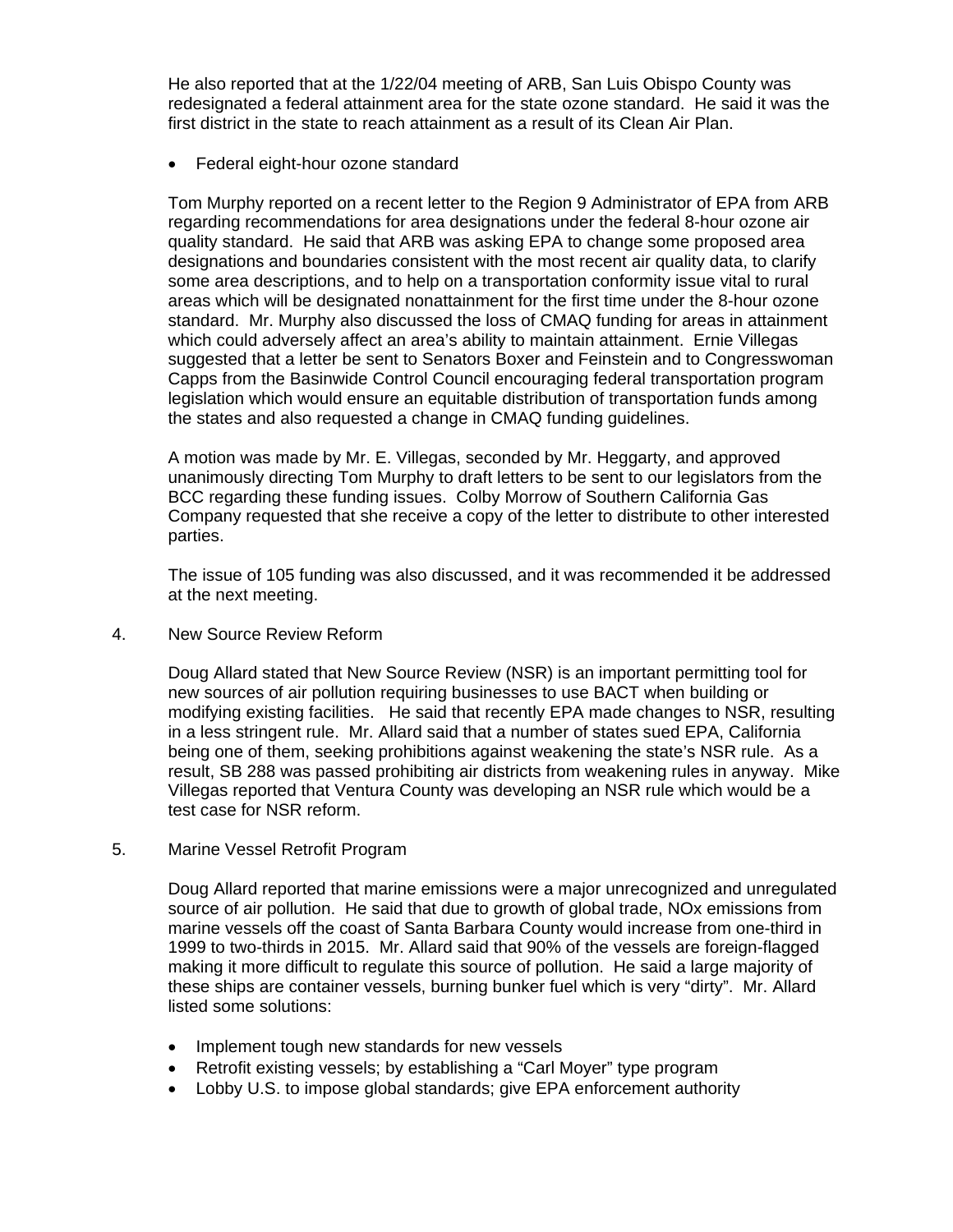He also reported that at the 1/22/04 meeting of ARB, San Luis Obispo County was redesignated a federal attainment area for the state ozone standard. He said it was the first district in the state to reach attainment as a result of its Clean Air Plan.

- Federal eight-hour ozone standard

Tom Murphy reported on a recent letter to the Region 9 Administrator of EPA from ARB regarding recommendations for area designations under the federal 8-hour ozone air quality standard. He said that ARB was asking EPA to change some proposed area designations and boundaries consistent with the most recent air quality data, to clarify some area descriptions, and to help on a transportation conformity issue vital to rural areas which will be designated nonattainment for the first time under the 8-hour ozone standard. Mr. Murphy also discussed the loss of CMAQ funding for areas in attainment which could adversely affect an area's ability to maintain attainment. Ernie Villegas suggested that a letter be sent to Senators Boxer and Feinstein and to Congresswoman Capps from the Basinwide Control Council encouraging federal transportation program legislation which would ensure an equitable distribution of transportation funds among the states and also requested a change in CMAQ funding guidelines.

A motion was made by Mr. E. Villegas, seconded by Mr. Heggarty, and approved unanimously directing Tom Murphy to draft letters to be sent to our legislators from the BCC regarding these funding issues. Colby Morrow of Southern California Gas Company requested that she receive a copy of the letter to distribute to other interested parties.

The issue of 105 funding was also discussed, and it was recommended it be addressed at the next meeting.

4. New Source Review Reform

Doug Allard stated that New Source Review (NSR) is an important permitting tool for new sources of air pollution requiring businesses to use BACT when building or modifying existing facilities. He said that recently EPA made changes to NSR, resulting in a less stringent rule. Mr. Allard said that a number of states sued EPA, California being one of them, seeking prohibitions against weakening the state's NSR rule. As a result, SB 288 was passed prohibiting air districts from weakening rules in anyway. Mike Villegas reported that Ventura County was developing an NSR rule which would be a test case for NSR reform.

5. Marine Vessel Retrofit Program

Doug Allard reported that marine emissions were a major unrecognized and unregulated source of air pollution. He said that due to growth of global trade, NOx emissions from marine vessels off the coast of Santa Barbara County would increase from one-third in 1999 to two-thirds in 2015. Mr. Allard said that 90% of the vessels are foreign-flagged making it more difficult to regulate this source of pollution. He said a large majority of these ships are container vessels, burning bunker fuel which is very "dirty". Mr. Allard listed some solutions:

- Implement tough new standards for new vessels
- Retrofit existing vessels; by establishing a "Carl Moyer" type program
- Lobby U.S. to impose global standards; give EPA enforcement authority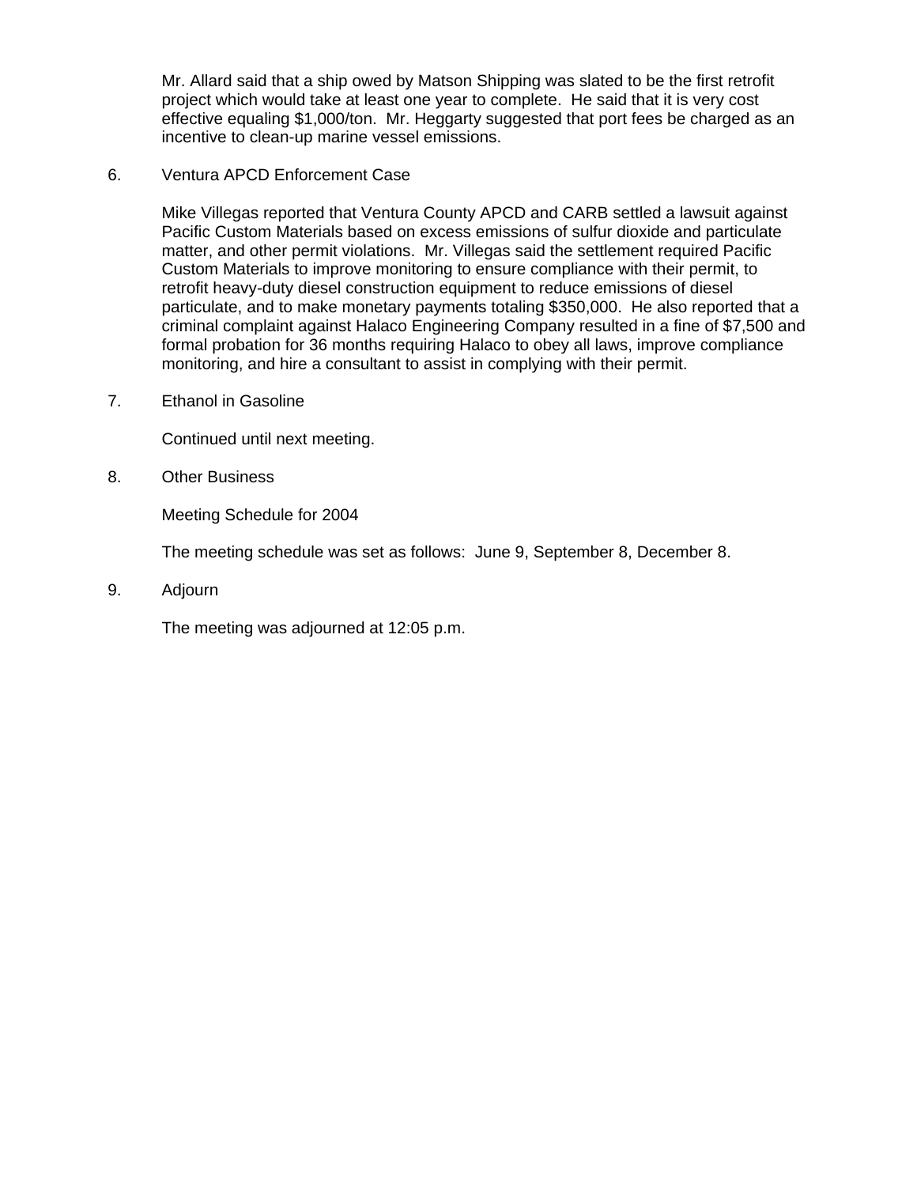Mr. Allard said that a ship owed by Matson Shipping was slated to be the first retrofit project which would take at least one year to complete. He said that it is very cost effective equaling $1,000/ton. Mr. Heggarty suggested that port fees be charged as an incentive to clean-up marine vessel emissions.

6. Ventura APCD Enforcement Case

   Mike Villegas reported that Ventura County APCD and CARB settled a lawsuit against Pacific Custom Materials based on excess emissions of sulfur dioxide and particulate matter, and other permit violations. Mr. Villegas said the settlement required Pacific Custom Materials to improve monitoring to ensure compliance with their permit, to retrofit heavy-duty diesel construction equipment to reduce emissions of diesel particulate, and to make monetary payments totaling $350,000. He also reported that a criminal complaint against Halaco Engineering Company resulted in a fine of $7,500 and formal probation for 36 months requiring Halaco to obey all laws, improve compliance monitoring, and hire a consultant to assist in complying with their permit.

7. Ethanol in Gasoline

   Continued until next meeting.

8. Other Business

   Meeting Schedule for 2004

   The meeting schedule was set as follows: June 9, September 8, December 8.

9. Adjourn

   The meeting was adjourned at 12:05 p.m.